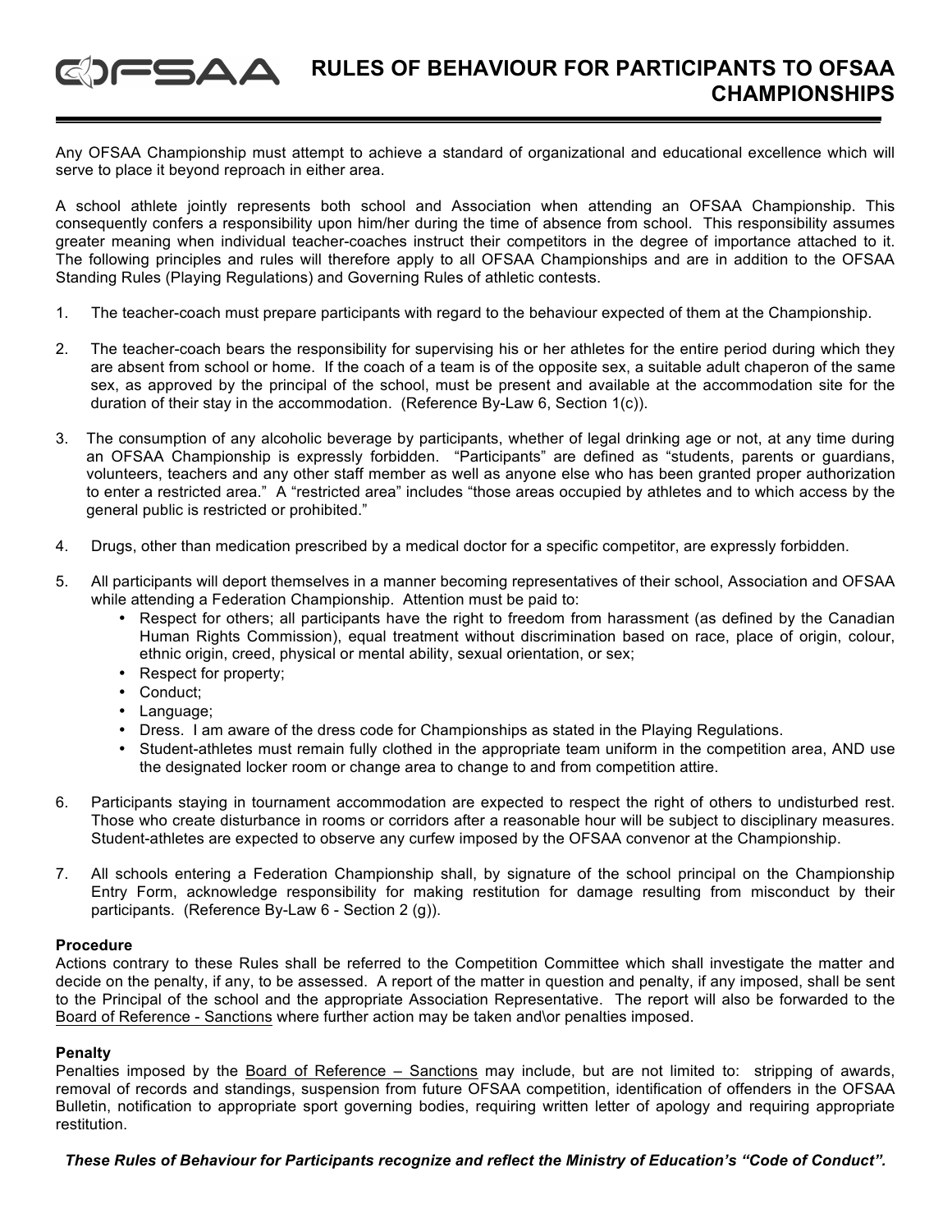# RULES OF BEHAVIOUR FOR PARTICIPANTS TO OFSAA CHAMPIONSHIPS

Any OFSAA Championship must attempt to achieve a standard of organizational and educational excellence which will serve to place it beyond reproach in either area.

A school athlete jointly represents both school and Association when attending an OFSAA Championship. This consequently confers a responsibility upon him/her during the time of absence from school. This responsibility assumes greater meaning when individual teacher-coaches instruct their competitors in the degree of importance attached to it. The following principles and rules will therefore apply to all OFSAA Championships and are in addition to the OFSAA Standing Rules (Playing Regulations) and Governing Rules of athletic contests.

1. The teacher-coach must prepare participants with regard to the behaviour expected of them at the Championship.

2. The teacher-coach bears the responsibility for supervising his or her athletes for the entire period during which they are absent from school or home. If the coach of a team is of the opposite sex, a suitable adult chaperon of the same sex, as approved by the principal of the school, must be present and available at the accommodation site for the duration of their stay in the accommodation. (Reference By-Law 6, Section 1(c)).

3. The consumption of any alcoholic beverage by participants, whether of legal drinking age or not, at any time during an OFSAA Championship is expressly forbidden. "Participants" are defined as "students, parents or guardians, volunteers, teachers and any other staff member as well as anyone else who has been granted proper authorization to enter a restricted area." A "restricted area" includes "those areas occupied by athletes and to which access by the general public is restricted or prohibited."

4. Drugs, other than medication prescribed by a medical doctor for a specific competitor, are expressly forbidden.

5. All participants will deport themselves in a manner becoming representatives of their school, Association and OFSAA while attending a Federation Championship. Attention must be paid to:
   - Respect for others; all participants have the right to freedom from harassment (as defined by the Canadian Human Rights Commission), equal treatment without discrimination based on race, place of origin, colour, ethnic origin, creed, physical or mental ability, sexual orientation, or sex;
   - Respect for property;
   - Conduct;
   - Language;
   - Dress. I am aware of the dress code for Championships as stated in the Playing Regulations.
   - Student-athletes must remain fully clothed in the appropriate team uniform in the competition area, AND use the designated locker room or change area to change to and from competition attire.

6. Participants staying in tournament accommodation are expected to respect the right of others to undisturbed rest. Those who create disturbance in rooms or corridors after a reasonable hour will be subject to disciplinary measures. Student-athletes are expected to observe any curfew imposed by the OFSAA convenor at the Championship.

7. All schools entering a Federation Championship shall, by signature of the school principal on the Championship Entry Form, acknowledge responsibility for making restitution for damage resulting from misconduct by their participants. (Reference By-Law 6 - Section 2 (g)).

**Procedure**
Actions contrary to these Rules shall be referred to the Competition Committee which shall investigate the matter and decide on the penalty, if any, to be assessed. A report of the matter in question and penalty, if any imposed, shall be sent to the Principal of the school and the appropriate Association Representative. The report will also be forwarded to the Board of Reference - Sanctions where further action may be taken and\or penalties imposed.

**Penalty**
Penalties imposed by the Board of Reference – Sanctions may include, but are not limited to: stripping of awards, removal of records and standings, suspension from future OFSAA competition, identification of offenders in the OFSAA Bulletin, notification to appropriate sport governing bodies, requiring written letter of apology and requiring appropriate restitution.

***These Rules of Behaviour for Participants recognize and reflect the Ministry of Education's "Code of Conduct".***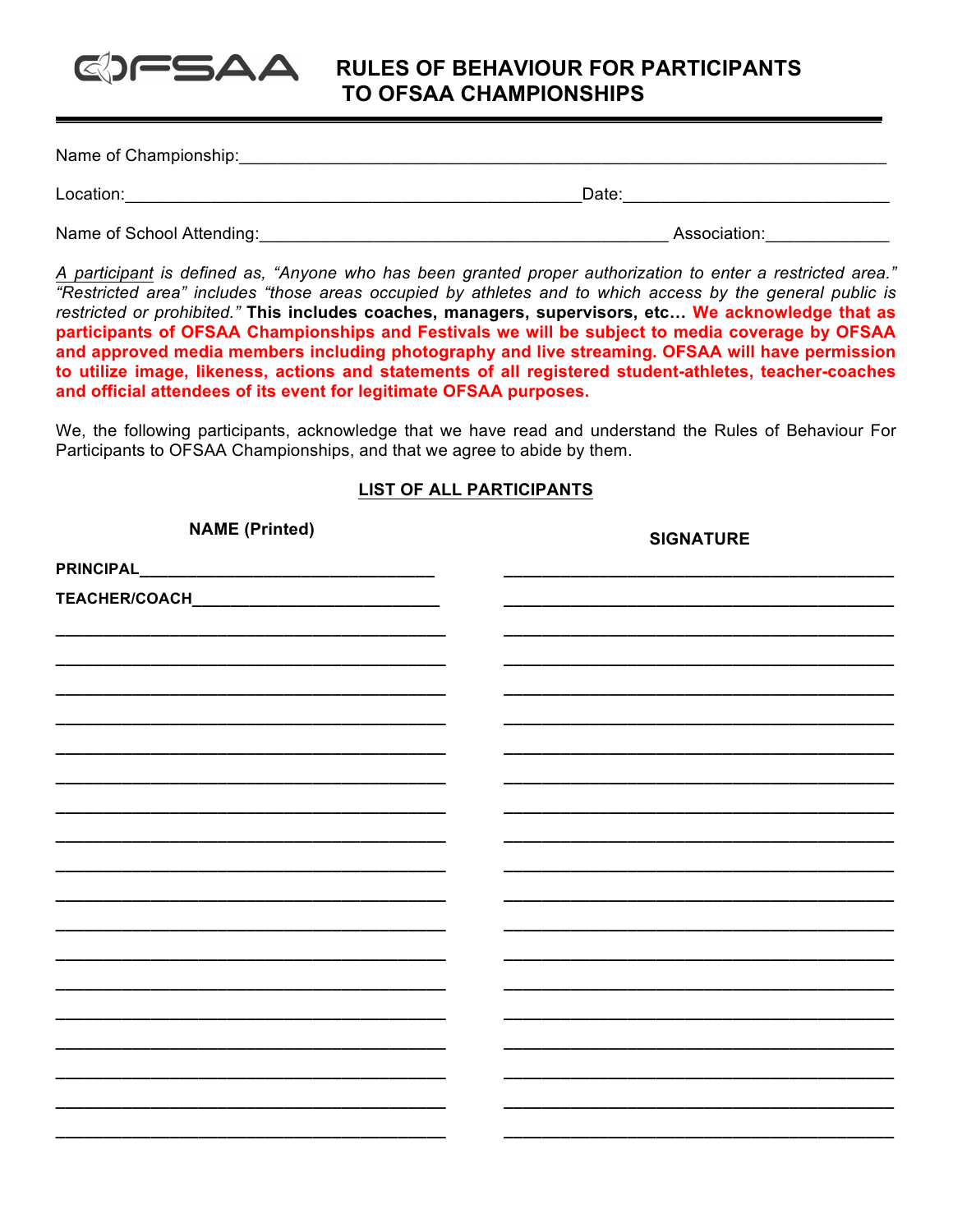# RULES OF BEHAVIOUR FOR PARTICIPANTS TO OFSAA CHAMPIONSHIPS

Name of Championship:_______________________________________________

Location:_______________________________________ Date:_______________________

Name of School Attending:____________________________________ Association:__________

*A participant is defined as, "Anyone who has been granted proper authorization to enter a restricted area." "Restricted area" includes "those areas occupied by athletes and to which access by the general public is restricted or prohibited."* **This includes coaches, managers, supervisors, etc… We acknowledge that as participants of OFSAA Championships and Festivals we will be subject to media coverage by OFSAA and approved media members including photography and live streaming. OFSAA will have permission to utilize image, likeness, actions and statements of all registered student-athletes, teacher-coaches and official attendees of its event for legitimate OFSAA purposes.**

We, the following participants, acknowledge that we have read and understand the Rules of Behaviour For Participants to OFSAA Championships, and that we agree to abide by them.

## LIST OF ALL PARTICIPANTS

| NAME (Printed) | SIGNATURE |
|---|---|
| **PRINCIPAL**________________________ | ________________________ |
| **TEACHER/COACH**____________________ | ________________________ |
| ________________________ | ________________________ |
| ________________________ | ________________________ |
| ________________________ | ________________________ |
| ________________________ | ________________________ |
| ________________________ | ________________________ |
| ________________________ | ________________________ |
| ________________________ | ________________________ |
| ________________________ | ________________________ |
| ________________________ | ________________________ |
| ________________________ | ________________________ |
| ________________________ | ________________________ |
| ________________________ | ________________________ |
| ________________________ | ________________________ |
| ________________________ | ________________________ |
| ________________________ | ________________________ |
| ________________________ | ________________________ |
| ________________________ | ________________________ |
| ________________________ | ________________________ |